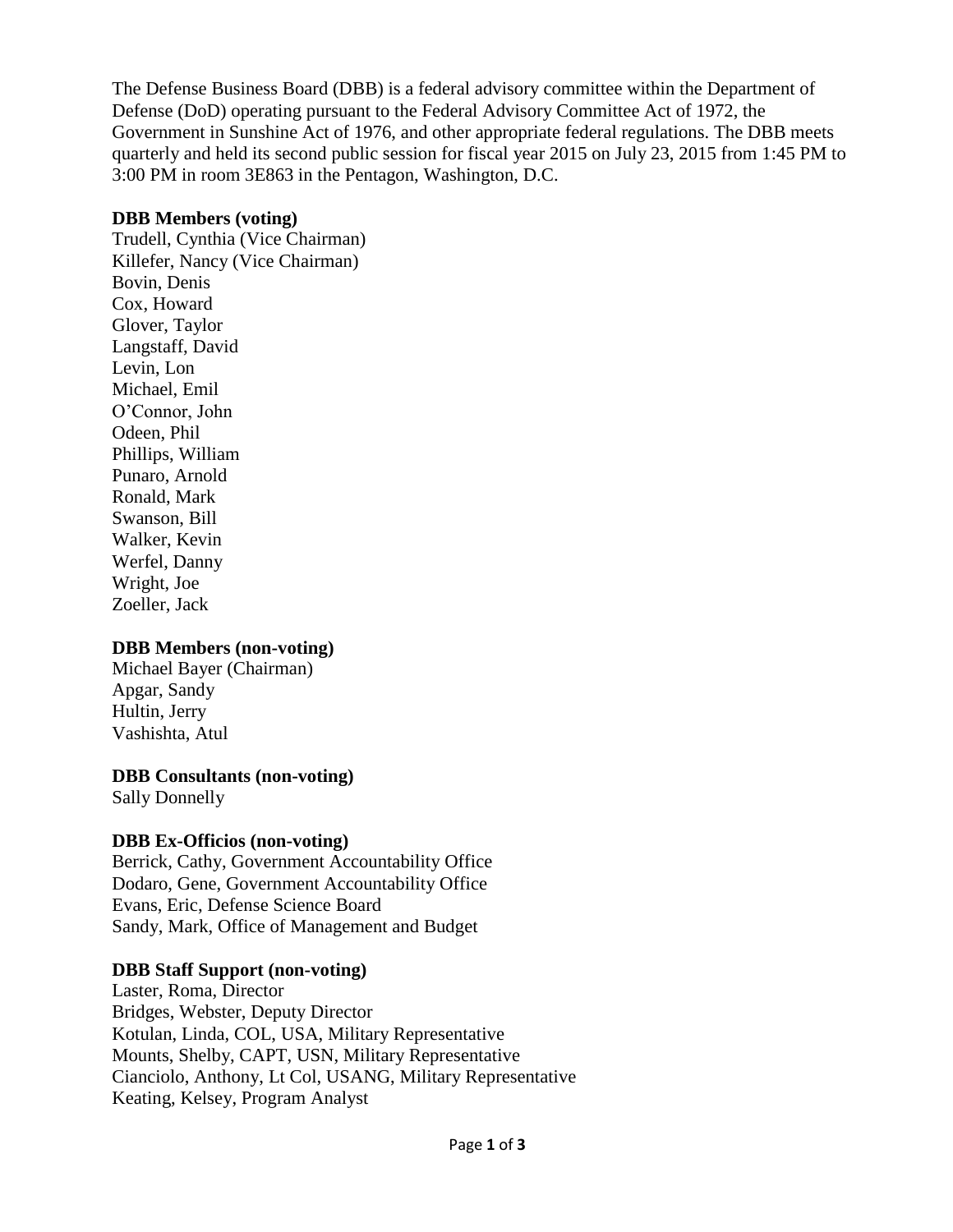The Defense Business Board (DBB) is a federal advisory committee within the Department of Defense (DoD) operating pursuant to the Federal Advisory Committee Act of 1972, the Government in Sunshine Act of 1976, and other appropriate federal regulations. The DBB meets quarterly and held its second public session for fiscal year 2015 on July 23, 2015 from 1:45 PM to 3:00 PM in room 3E863 in the Pentagon, Washington, D.C.

**DBB Members (voting)**

Trudell, Cynthia (Vice Chairman)
Killefer, Nancy (Vice Chairman)
Bovin, Denis
Cox, Howard
Glover, Taylor
Langstaff, David
Levin, Lon
Michael, Emil
O'Connor, John
Odeen, Phil
Phillips, William
Punaro, Arnold
Ronald, Mark
Swanson, Bill
Walker, Kevin
Werfel, Danny
Wright, Joe
Zoeller, Jack

**DBB Members (non-voting)**

Michael Bayer (Chairman)
Apgar, Sandy
Hultin, Jerry
Vashishta, Atul

**DBB Consultants (non-voting)**

Sally Donnelly

**DBB Ex-Officios (non-voting)**

Berrick, Cathy, Government Accountability Office
Dodaro, Gene, Government Accountability Office
Evans, Eric, Defense Science Board
Sandy, Mark, Office of Management and Budget

**DBB Staff Support (non-voting)**

Laster, Roma, Director
Bridges, Webster, Deputy Director
Kotulan, Linda, COL, USA, Military Representative
Mounts, Shelby, CAPT, USN, Military Representative
Cianciolo, Anthony, Lt Col, USANG, Military Representative
Keating, Kelsey, Program Analyst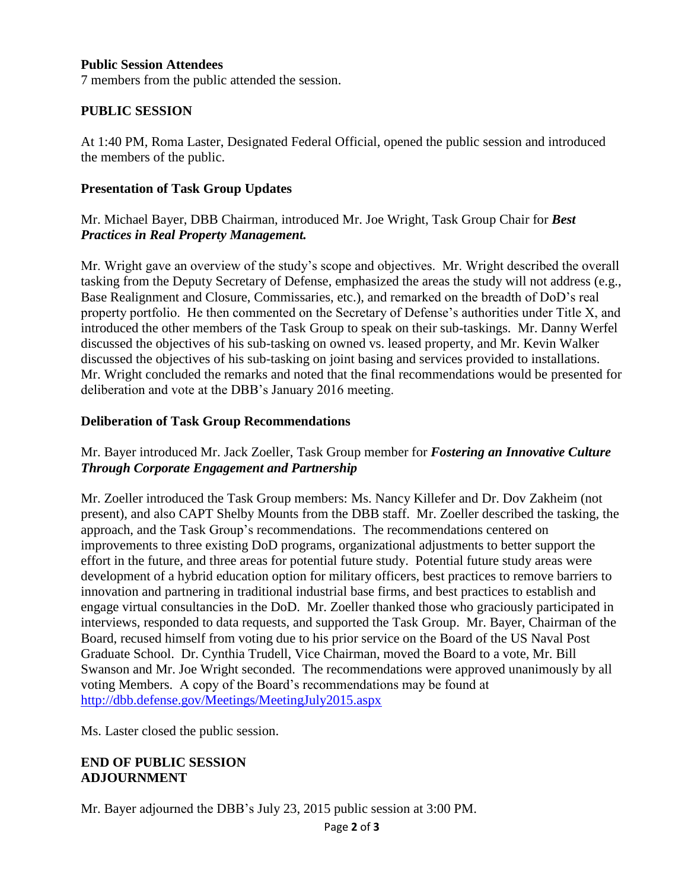**Public Session Attendees**
7 members from the public attended the session.

## PUBLIC SESSION

At 1:40 PM, Roma Laster, Designated Federal Official, opened the public session and introduced the members of the public.

### Presentation of Task Group Updates

Mr. Michael Bayer, DBB Chairman, introduced Mr. Joe Wright, Task Group Chair for ***Best Practices in Real Property Management.***

Mr. Wright gave an overview of the study's scope and objectives. Mr. Wright described the overall tasking from the Deputy Secretary of Defense, emphasized the areas the study will not address (e.g., Base Realignment and Closure, Commissaries, etc.), and remarked on the breadth of DoD's real property portfolio. He then commented on the Secretary of Defense's authorities under Title X, and introduced the other members of the Task Group to speak on their sub-taskings. Mr. Danny Werfel discussed the objectives of his sub-tasking on owned vs. leased property, and Mr. Kevin Walker discussed the objectives of his sub-tasking on joint basing and services provided to installations. Mr. Wright concluded the remarks and noted that the final recommendations would be presented for deliberation and vote at the DBB's January 2016 meeting.

### Deliberation of Task Group Recommendations

Mr. Bayer introduced Mr. Jack Zoeller, Task Group member for ***Fostering an Innovative Culture Through Corporate Engagement and Partnership***

Mr. Zoeller introduced the Task Group members: Ms. Nancy Killefer and Dr. Dov Zakheim (not present), and also CAPT Shelby Mounts from the DBB staff. Mr. Zoeller described the tasking, the approach, and the Task Group's recommendations. The recommendations centered on improvements to three existing DoD programs, organizational adjustments to better support the effort in the future, and three areas for potential future study. Potential future study areas were development of a hybrid education option for military officers, best practices to remove barriers to innovation and partnering in traditional industrial base firms, and best practices to establish and engage virtual consultancies in the DoD. Mr. Zoeller thanked those who graciously participated in interviews, responded to data requests, and supported the Task Group. Mr. Bayer, Chairman of the Board, recused himself from voting due to his prior service on the Board of the US Naval Post Graduate School. Dr. Cynthia Trudell, Vice Chairman, moved the Board to a vote, Mr. Bill Swanson and Mr. Joe Wright seconded. The recommendations were approved unanimously by all voting Members. A copy of the Board's recommendations may be found at http://dbb.defense.gov/Meetings/MeetingJuly2015.aspx

Ms. Laster closed the public session.

## END OF PUBLIC SESSION
## ADJOURNMENT

Mr. Bayer adjourned the DBB's July 23, 2015 public session at 3:00 PM.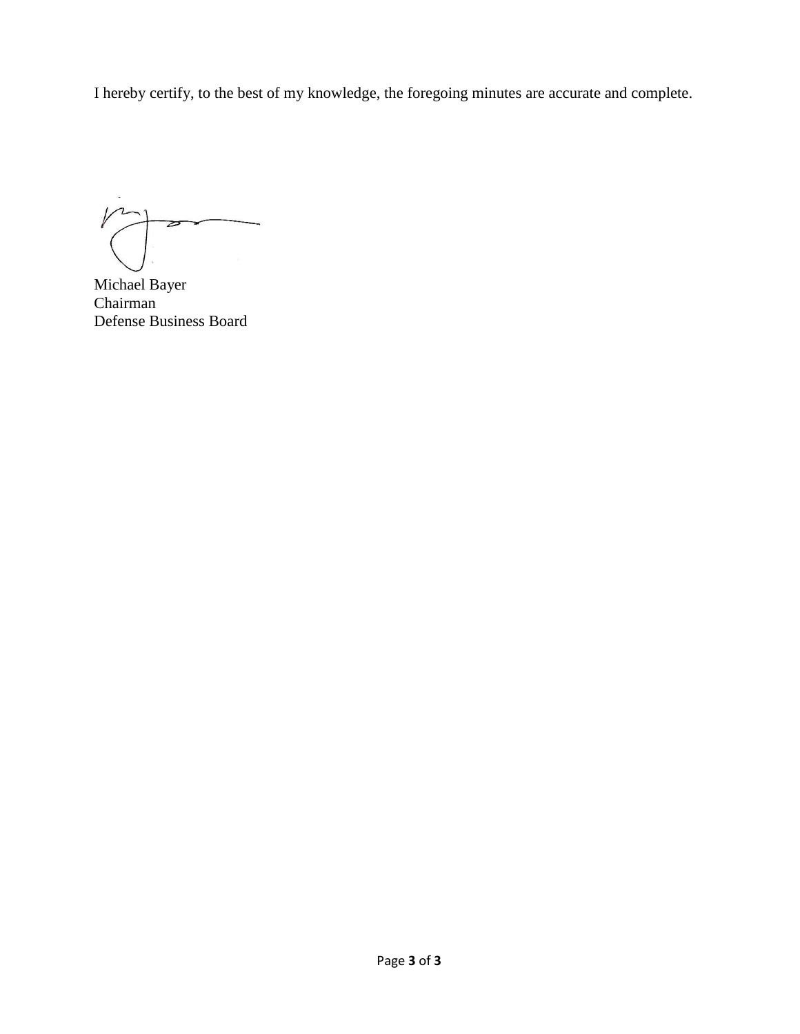I hereby certify, to the best of my knowledge, the foregoing minutes are accurate and complete.

Michael Bayer
Chairman
Defense Business Board